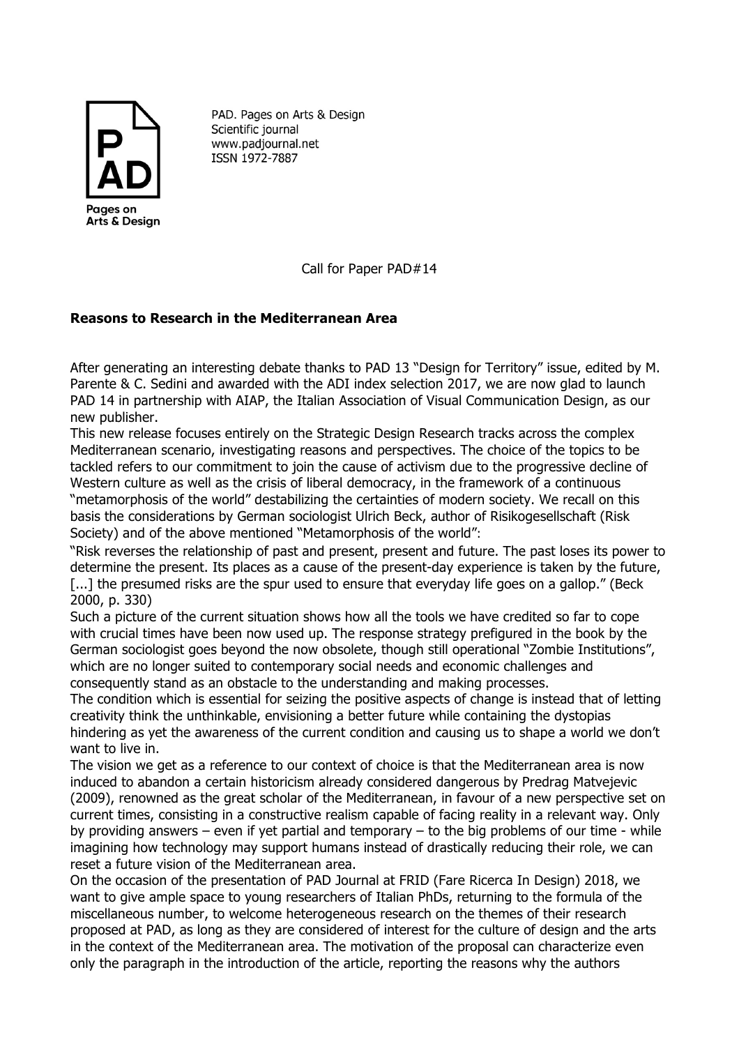PAD. Pages on Arts & Design
Scientific journal
www.padjournal.net
ISSN 1972-7887

Call for Paper PAD#14

**Reasons to Research in the Mediterranean Area**

After generating an interesting debate thanks to PAD 13 "Design for Territory" issue, edited by M. Parente & C. Sedini and awarded with the ADI index selection 2017, we are now glad to launch PAD 14 in partnership with AIAP, the Italian Association of Visual Communication Design, as our new publisher.

This new release focuses entirely on the Strategic Design Research tracks across the complex Mediterranean scenario, investigating reasons and perspectives. The choice of the topics to be tackled refers to our commitment to join the cause of activism due to the progressive decline of Western culture as well as the crisis of liberal democracy, in the framework of a continuous "metamorphosis of the world" destabilizing the certainties of modern society. We recall on this basis the considerations by German sociologist Ulrich Beck, author of Risikogesellschaft (Risk Society) and of the above mentioned "Metamorphosis of the world":

"Risk reverses the relationship of past and present, present and future. The past loses its power to determine the present. Its places as a cause of the present-day experience is taken by the future, [...] the presumed risks are the spur used to ensure that everyday life goes on a gallop." (Beck 2000, p. 330)

Such a picture of the current situation shows how all the tools we have credited so far to cope with crucial times have been now used up. The response strategy prefigured in the book by the German sociologist goes beyond the now obsolete, though still operational "Zombie Institutions", which are no longer suited to contemporary social needs and economic challenges and consequently stand as an obstacle to the understanding and making processes.

The condition which is essential for seizing the positive aspects of change is instead that of letting creativity think the unthinkable, envisioning a better future while containing the dystopias hindering as yet the awareness of the current condition and causing us to shape a world we don't want to live in.

The vision we get as a reference to our context of choice is that the Mediterranean area is now induced to abandon a certain historicism already considered dangerous by Predrag Matvejevic (2009), renowned as the great scholar of the Mediterranean, in favour of a new perspective set on current times, consisting in a constructive realism capable of facing reality in a relevant way. Only by providing answers – even if yet partial and temporary – to the big problems of our time - while imagining how technology may support humans instead of drastically reducing their role, we can reset a future vision of the Mediterranean area.

On the occasion of the presentation of PAD Journal at FRID (Fare Ricerca In Design) 2018, we want to give ample space to young researchers of Italian PhDs, returning to the formula of the miscellaneous number, to welcome heterogeneous research on the themes of their research proposed at PAD, as long as they are considered of interest for the culture of design and the arts in the context of the Mediterranean area. The motivation of the proposal can characterize even only the paragraph in the introduction of the article, reporting the reasons why the authors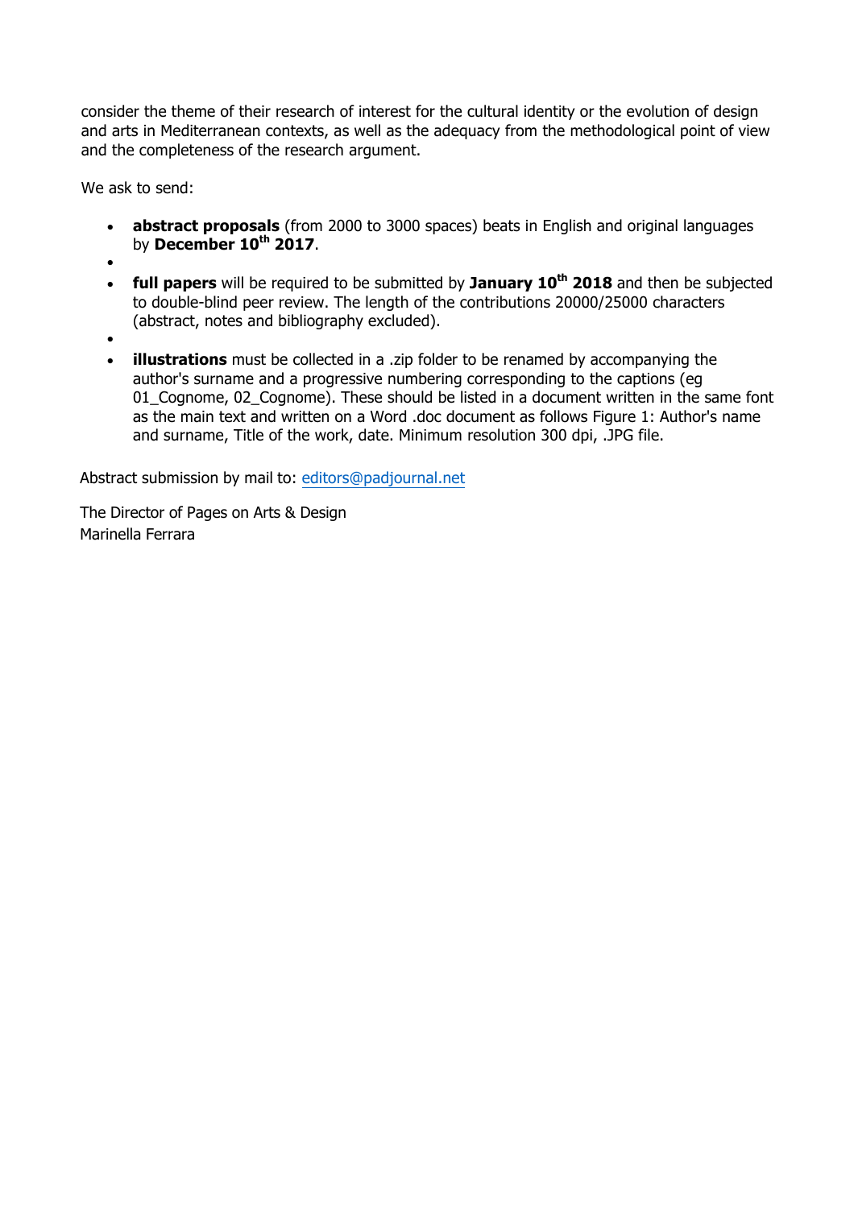consider the theme of their research of interest for the cultural identity or the evolution of design and arts in Mediterranean contexts, as well as the adequacy from the methodological point of view and the completeness of the research argument.

We ask to send:

- **abstract proposals** (from 2000 to 3000 spaces) beats in English and original languages by **December 10th 2017**.
- **full papers** will be required to be submitted by **January 10th 2018** and then be subjected to double-blind peer review. The length of the contributions 20000/25000 characters (abstract, notes and bibliography excluded).
- **illustrations** must be collected in a .zip folder to be renamed by accompanying the author's surname and a progressive numbering corresponding to the captions (eg 01_Cognome, 02_Cognome). These should be listed in a document written in the same font as the main text and written on a Word .doc document as follows Figure 1: Author's name and surname, Title of the work, date. Minimum resolution 300 dpi, .JPG file.

Abstract submission by mail to: editors@padjournal.net

The Director of Pages on Arts & Design
Marinella Ferrara